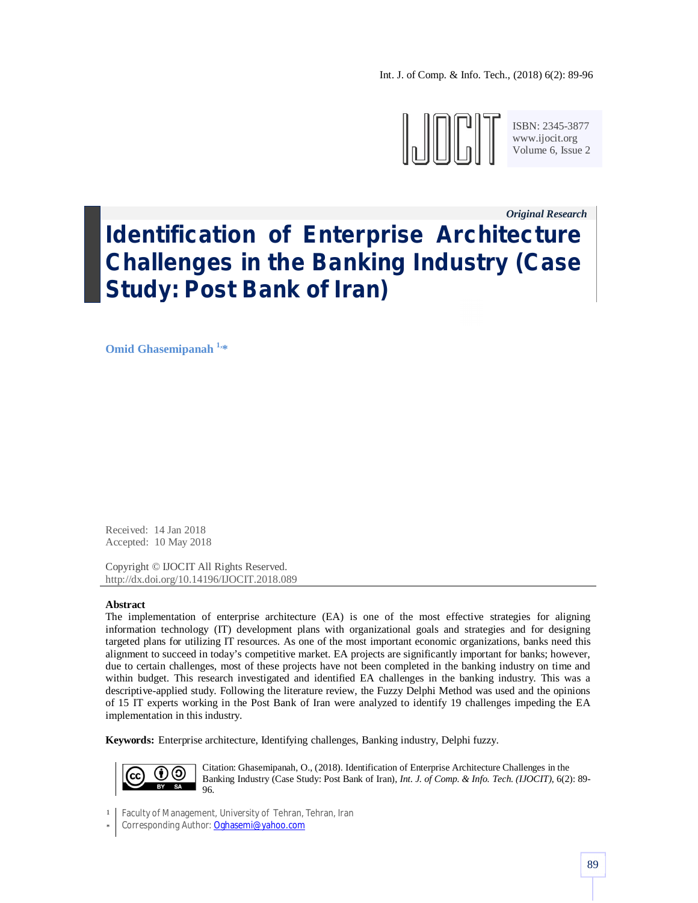*Original Research*

# Identification of Enterprise Architecture Challenges in the Banking Industry (Case Study: Post Bank of Iran)

**Omid Ghasemipanah [1,*]**

Received: 14 Jan 2018
Accepted: 10 May 2018

Copyright © IJOCIT All Rights Reserved.
http://dx.doi.org/10.14196/IJOCIT.2018.089

**Abstract**

The implementation of enterprise architecture (EA) is one of the most effective strategies for aligning information technology (IT) development plans with organizational goals and strategies and for designing targeted plans for utilizing IT resources. As one of the most important economic organizations, banks need this alignment to succeed in today's competitive market. EA projects are significantly important for banks; however, due to certain challenges, most of these projects have not been completed in the banking industry on time and within budget. This research investigated and identified EA challenges in the banking industry. This was a descriptive-applied study. Following the literature review, the Fuzzy Delphi Method was used and the opinions of 15 IT experts working in the Post Bank of Iran were analyzed to identify 19 challenges impeding the EA implementation in this industry.

**Keywords:** Enterprise architecture, Identifying challenges, Banking industry, Delphi fuzzy.

Citation: Ghasemipanah, O., (2018). Identification of Enterprise Architecture Challenges in the Banking Industry (Case Study: Post Bank of Iran), *Int. J. of Comp. & Info. Tech. (IJOCIT)*, 6(2): 89-96.

[1] Faculty of Management, University of Tehran, Tehran, Iran
[*] Corresponding Author: Oghasemi@yahoo.com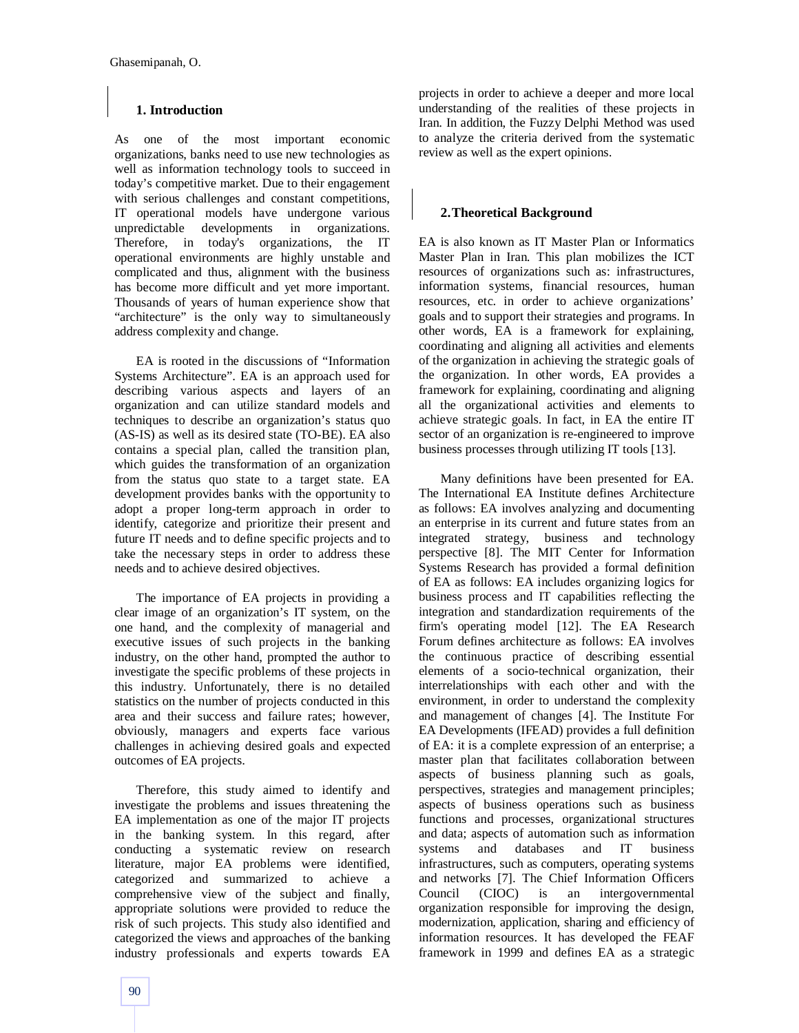## 1. Introduction

As one of the most important economic organizations, banks need to use new technologies as well as information technology tools to succeed in today's competitive market. Due to their engagement with serious challenges and constant competitions, IT operational models have undergone various unpredictable developments in organizations. Therefore, in today's organizations, the IT operational environments are highly unstable and complicated and thus, alignment with the business has become more difficult and yet more important. Thousands of years of human experience show that "architecture" is the only way to simultaneously address complexity and change.

EA is rooted in the discussions of "Information Systems Architecture". EA is an approach used for describing various aspects and layers of an organization and can utilize standard models and techniques to describe an organization's status quo (AS-IS) as well as its desired state (TO-BE). EA also contains a special plan, called the transition plan, which guides the transformation of an organization from the status quo state to a target state. EA development provides banks with the opportunity to adopt a proper long-term approach in order to identify, categorize and prioritize their present and future IT needs and to define specific projects and to take the necessary steps in order to address these needs and to achieve desired objectives.

The importance of EA projects in providing a clear image of an organization's IT system, on the one hand, and the complexity of managerial and executive issues of such projects in the banking industry, on the other hand, prompted the author to investigate the specific problems of these projects in this industry. Unfortunately, there is no detailed statistics on the number of projects conducted in this area and their success and failure rates; however, obviously, managers and experts face various challenges in achieving desired goals and expected outcomes of EA projects.

Therefore, this study aimed to identify and investigate the problems and issues threatening the EA implementation as one of the major IT projects in the banking system. In this regard, after conducting a systematic review on research literature, major EA problems were identified, categorized and summarized to achieve a comprehensive view of the subject and finally, appropriate solutions were provided to reduce the risk of such projects. This study also identified and categorized the views and approaches of the banking industry professionals and experts towards EA projects in order to achieve a deeper and more local understanding of the realities of these projects in Iran. In addition, the Fuzzy Delphi Method was used to analyze the criteria derived from the systematic review as well as the expert opinions.

## 2. Theoretical Background

EA is also known as IT Master Plan or Informatics Master Plan in Iran. This plan mobilizes the ICT resources of organizations such as: infrastructures, information systems, financial resources, human resources, etc. in order to achieve organizations' goals and to support their strategies and programs. In other words, EA is a framework for explaining, coordinating and aligning all activities and elements of the organization in achieving the strategic goals of the organization. In other words, EA provides a framework for explaining, coordinating and aligning all the organizational activities and elements to achieve strategic goals. In fact, in EA the entire IT sector of an organization is re-engineered to improve business processes through utilizing IT tools [13].

Many definitions have been presented for EA. The International EA Institute defines Architecture as follows: EA involves analyzing and documenting an enterprise in its current and future states from an integrated strategy, business and technology perspective [8]. The MIT Center for Information Systems Research has provided a formal definition of EA as follows: EA includes organizing logics for business process and IT capabilities reflecting the integration and standardization requirements of the firm's operating model [12]. The EA Research Forum defines architecture as follows: EA involves the continuous practice of describing essential elements of a socio-technical organization, their interrelationships with each other and with the environment, in order to understand the complexity and management of changes [4]. The Institute For EA Developments (IFEAD) provides a full definition of EA: it is a complete expression of an enterprise; a master plan that facilitates collaboration between aspects of business planning such as goals, perspectives, strategies and management principles; aspects of business operations such as business functions and processes, organizational structures and data; aspects of automation such as information systems and databases and IT business infrastructures, such as computers, operating systems and networks [7]. The Chief Information Officers Council (CIOC) is an intergovernmental organization responsible for improving the design, modernization, application, sharing and efficiency of information resources. It has developed the FEAF framework in 1999 and defines EA as a strategic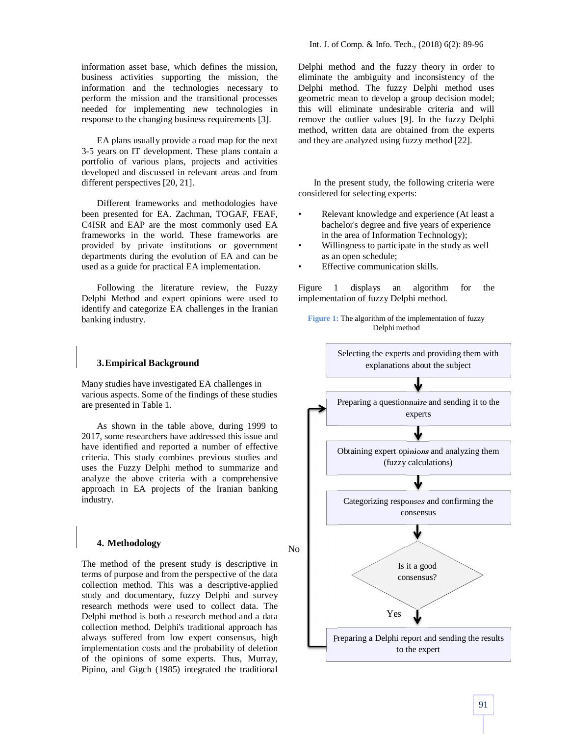information asset base, which defines the mission, business activities supporting the mission, the information and the technologies necessary to perform the mission and the transitional processes needed for implementing new technologies in response to the changing business requirements [3].

EA plans usually provide a road map for the next 3-5 years on IT development. These plans contain a portfolio of various plans, projects and activities developed and discussed in relevant areas and from different perspectives [20, 21].

Different frameworks and methodologies have been presented for EA. Zachman, TOGAF, FEAF, C4ISR and EAP are the most commonly used EA frameworks in the world. These frameworks are provided by private institutions or government departments during the evolution of EA and can be used as a guide for practical EA implementation.

Following the literature review, the Fuzzy Delphi Method and expert opinions were used to identify and categorize EA challenges in the Iranian banking industry.

## 3. Empirical Background

Many studies have investigated EA challenges in various aspects. Some of the findings of these studies are presented in Table 1.

As shown in the table above, during 1999 to 2017, some researchers have addressed this issue and have identified and reported a number of effective criteria. This study combines previous studies and uses the Fuzzy Delphi method to summarize and analyze the above criteria with a comprehensive approach in EA projects of the Iranian banking industry.

## 4. Methodology

The method of the present study is descriptive in terms of purpose and from the perspective of the data collection method. This was a descriptive-applied study and documentary, fuzzy Delphi and survey research methods were used to collect data. The Delphi method is both a research method and a data collection method. Delphi's traditional approach has always suffered from low expert consensus, high implementation costs and the probability of deletion of the opinions of some experts. Thus, Murray, Pipino, and Gigch (1985) integrated the traditional Delphi method and the fuzzy theory in order to eliminate the ambiguity and inconsistency of the Delphi method. The fuzzy Delphi method uses geometric mean to develop a group decision model; this will eliminate undesirable criteria and will remove the outlier values [9]. In the fuzzy Delphi method, written data are obtained from the experts and they are analyzed using fuzzy method [22].

In the present study, the following criteria were considered for selecting experts:

- Relevant knowledge and experience (At least a bachelor's degree and five years of experience in the area of Information Technology);
- Willingness to participate in the study as well as an open schedule;
- Effective communication skills.

Figure 1 displays an algorithm for the implementation of fuzzy Delphi method.

**Figure 1:** The algorithm of the implementation of fuzzy Delphi method

Selecting the experts and providing them with explanations about the subject
→ Preparing a questionnaire and sending it to the experts
→ Obtaining expert opinions and analyzing them (fuzzy calculations)
→ Categorizing responses and confirming the consensus
→ Is it a good consensus? (No → back to "Preparing a questionnaire and sending it to the experts"; Yes ↓)
→ Preparing a Delphi report and sending the results to the expert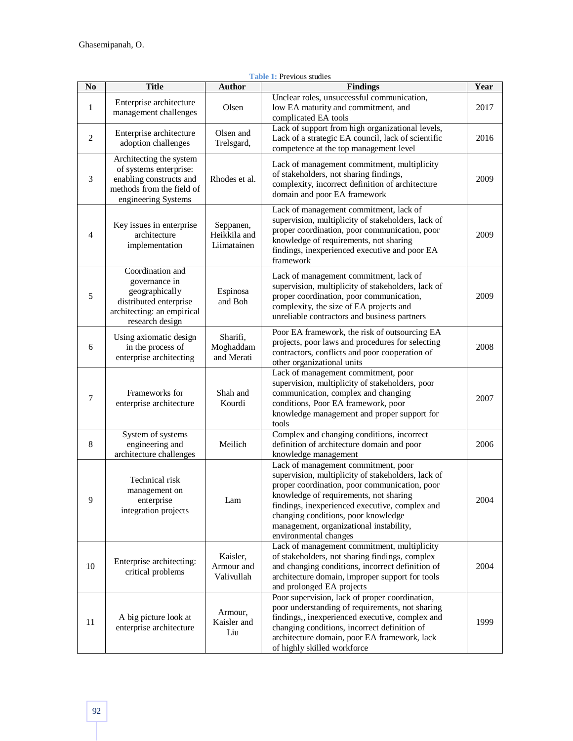Table 1: Previous studies

| No | Title | Author | Findings | Year |
|---|---|---|---|---|
| 1 | Enterprise architecture management challenges | Olsen | Unclear roles, unsuccessful communication, low EA maturity and commitment, and complicated EA tools | 2017 |
| 2 | Enterprise architecture adoption challenges | Olsen and Trelsgard, | Lack of support from high organizational levels, Lack of a strategic EA council, lack of scientific competence at the top management level | 2016 |
| 3 | Architecting the system of systems enterprise: enabling constructs and methods from the field of engineering Systems | Rhodes et al. | Lack of management commitment, multiplicity of stakeholders, not sharing findings, complexity, incorrect definition of architecture domain and poor EA framework | 2009 |
| 4 | Key issues in enterprise architecture implementation | Seppanen, Heikkila and Liimatainen | Lack of management commitment, lack of supervision, multiplicity of stakeholders, lack of proper coordination, poor communication, poor knowledge of requirements, not sharing findings, inexperienced executive and poor EA framework | 2009 |
| 5 | Coordination and governance in geographically distributed enterprise architecting: an empirical research design | Espinosa and Boh | Lack of management commitment, lack of supervision, multiplicity of stakeholders, lack of proper coordination, poor communication, complexity, the size of EA projects and unreliable contractors and business partners | 2009 |
| 6 | Using axiomatic design in the process of enterprise architecting | Sharifi, Moghaddam and Merati | Poor EA framework, the risk of outsourcing EA projects, poor laws and procedures for selecting contractors, conflicts and poor cooperation of other organizational units | 2008 |
| 7 | Frameworks for enterprise architecture | Shah and Kourdi | Lack of management commitment, poor supervision, multiplicity of stakeholders, poor communication, complex and changing conditions, Poor EA framework, poor knowledge management and proper support for tools | 2007 |
| 8 | System of systems engineering and architecture challenges | Meilich | Complex and changing conditions, incorrect definition of architecture domain and poor knowledge management | 2006 |
| 9 | Technical risk management on enterprise integration projects | Lam | Lack of management commitment, poor supervision, multiplicity of stakeholders, lack of proper coordination, poor communication, poor knowledge of requirements, not sharing findings, inexperienced executive, complex and changing conditions, poor knowledge management, organizational instability, environmental changes | 2004 |
| 10 | Enterprise architecting: critical problems | Kaisler, Armour and Valivullah | Lack of management commitment, multiplicity of stakeholders, not sharing findings, complex and changing conditions, incorrect definition of architecture domain, improper support for tools and prolonged EA projects | 2004 |
| 11 | A big picture look at enterprise architecture | Armour, Kaisler and Liu | Poor supervision, lack of proper coordination, poor understanding of requirements, not sharing findings,, inexperienced executive, complex and changing conditions, incorrect definition of architecture domain, poor EA framework, lack of highly skilled workforce | 1999 |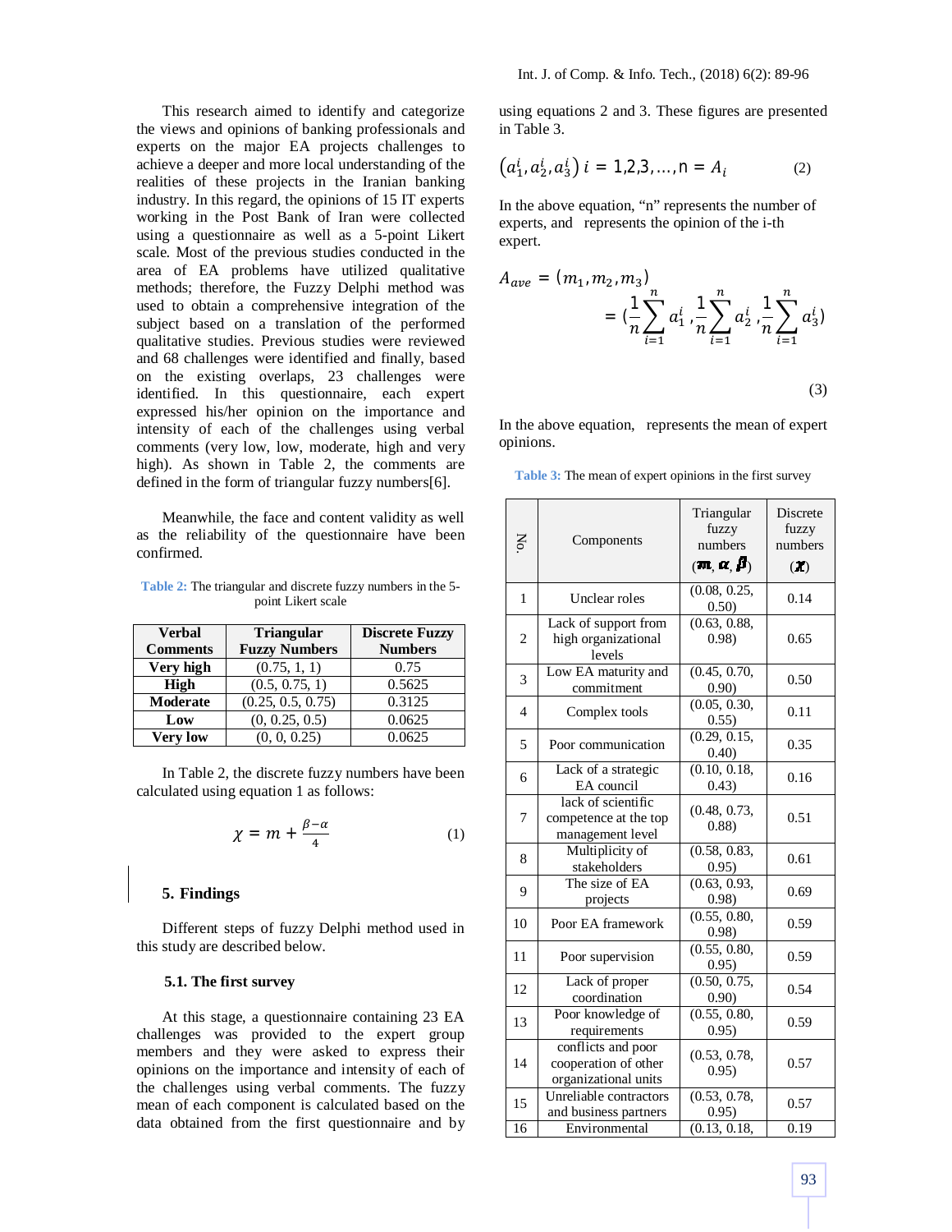This research aimed to identify and categorize the views and opinions of banking professionals and experts on the major EA projects challenges to achieve a deeper and more local understanding of the realities of these projects in the Iranian banking industry. In this regard, the opinions of 15 IT experts working in the Post Bank of Iran were collected using a questionnaire as well as a 5-point Likert scale. Most of the previous studies conducted in the area of EA problems have utilized qualitative methods; therefore, the Fuzzy Delphi method was used to obtain a comprehensive integration of the subject based on a translation of the performed qualitative studies. Previous studies were reviewed and 68 challenges were identified and finally, based on the existing overlaps, 23 challenges were identified. In this questionnaire, each expert expressed his/her opinion on the importance and intensity of each of the challenges using verbal comments (very low, low, moderate, high and very high). As shown in Table 2, the comments are defined in the form of triangular fuzzy numbers[6].

Meanwhile, the face and content validity as well as the reliability of the questionnaire have been confirmed.

**Table 2:** The triangular and discrete fuzzy numbers in the 5-point Likert scale

| Verbal Comments | Triangular Fuzzy Numbers | Discrete Fuzzy Numbers |
|---|---|---|
| **Very high** | (0.75, 1, 1) | 0.75 |
| **High** | (0.5, 0.75, 1) | 0.5625 |
| **Moderate** | (0.25, 0.5, 0.75) | 0.3125 |
| **Low** | (0, 0.25, 0.5) | 0.0625 |
| **Very low** | (0, 0, 0.25) | 0.0625 |

In Table 2, the discrete fuzzy numbers have been calculated using equation 1 as follows:

$$\chi = m + \frac{\beta - \alpha}{4} \tag{1}$$

## 5. Findings

Different steps of fuzzy Delphi method used in this study are described below.

### 5.1. The first survey

At this stage, a questionnaire containing 23 EA challenges was provided to the expert group members and they were asked to express their opinions on the importance and intensity of each of the challenges using verbal comments. The fuzzy mean of each component is calculated based on the data obtained from the first questionnaire and by using equations 2 and 3. These figures are presented in Table 3.

$$\left(a_1^i, a_2^i, a_3^i\right) \; i = 1,2,3,\ldots,n = A_i \tag{2}$$

In the above equation, "n" represents the number of experts, and represents the opinion of the i-th expert.

$$A_{ave} = (m_1, m_2, m_3) = \left(\frac{1}{n}\sum_{i=1}^{n} a_1^i, \frac{1}{n}\sum_{i=1}^{n} a_2^i, \frac{1}{n}\sum_{i=1}^{n} a_3^i\right) \tag{3}$$

In the above equation, represents the mean of expert opinions.

**Table 3:** The mean of expert opinions in the first survey

| No. | Components | Triangular fuzzy numbers ($m, \alpha, \beta$) | Discrete fuzzy numbers ($\chi$) |
|---|---|---|---|
| 1 | Unclear roles | (0.08, 0.25, 0.50) | 0.14 |
| 2 | Lack of support from high organizational levels | (0.63, 0.88, 0.98) | 0.65 |
| 3 | Low EA maturity and commitment | (0.45, 0.70, 0.90) | 0.50 |
| 4 | Complex tools | (0.05, 0.30, 0.55) | 0.11 |
| 5 | Poor communication | (0.29, 0.15, 0.40) | 0.35 |
| 6 | Lack of a strategic EA council | (0.10, 0.18, 0.43) | 0.16 |
| 7 | lack of scientific competence at the top management level | (0.48, 0.73, 0.88) | 0.51 |
| 8 | Multiplicity of stakeholders | (0.58, 0.83, 0.95) | 0.61 |
| 9 | The size of EA projects | (0.63, 0.93, 0.98) | 0.69 |
| 10 | Poor EA framework | (0.55, 0.80, 0.98) | 0.59 |
| 11 | Poor supervision | (0.55, 0.80, 0.95) | 0.59 |
| 12 | Lack of proper coordination | (0.50, 0.75, 0.90) | 0.54 |
| 13 | Poor knowledge of requirements | (0.55, 0.80, 0.95) | 0.59 |
| 14 | conflicts and poor cooperation of other organizational units | (0.53, 0.78, 0.95) | 0.57 |
| 15 | Unreliable contractors and business partners | (0.53, 0.78, 0.95) | 0.57 |
| 16 | Environmental | (0.13, 0.18, | 0.19 |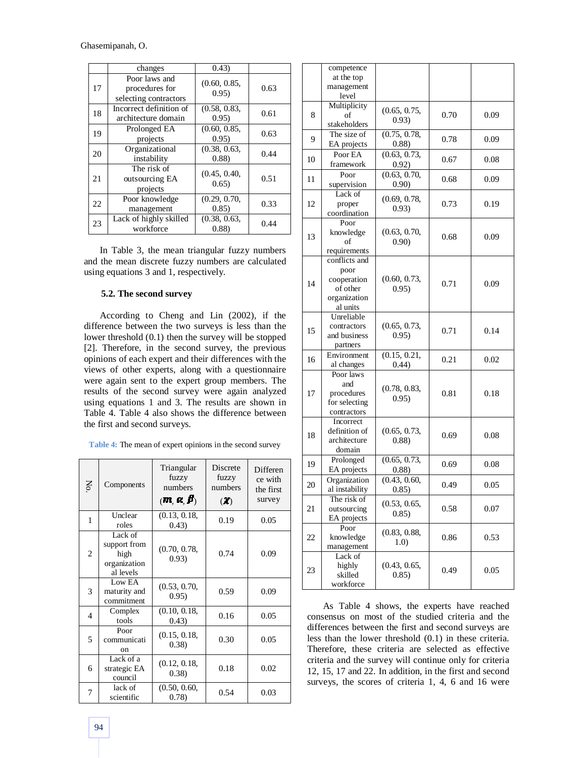| | changes | 0.43) | |
|---|---|---|---|
| 17 | Poor laws and procedures for selecting contractors | (0.60, 0.85, 0.95) | 0.63 |
| 18 | Incorrect definition of architecture domain | (0.58, 0.83, 0.95) | 0.61 |
| 19 | Prolonged EA projects | (0.60, 0.85, 0.95) | 0.63 |
| 20 | Organizational instability | (0.38, 0.63, 0.88) | 0.44 |
| 21 | The risk of outsourcing EA projects | (0.45, 0.40, 0.65) | 0.51 |
| 22 | Poor knowledge management | (0.29, 0.70, 0.85) | 0.33 |
| 23 | Lack of highly skilled workforce | (0.38, 0.63, 0.88) | 0.44 |

In Table 3, the mean triangular fuzzy numbers and the mean discrete fuzzy numbers are calculated using equations 3 and 1, respectively.

### 5.2. The second survey

According to Cheng and Lin (2002), if the difference between the two surveys is less than the lower threshold (0.1) then the survey will be stopped [2]. Therefore, in the second survey, the previous opinions of each expert and their differences with the views of other experts, along with a questionnaire were again sent to the expert group members. The results of the second survey were again analyzed using equations 1 and 3. The results are shown in Table 4. Table 4 also shows the difference between the first and second surveys.

**Table 4:** The mean of expert opinions in the second survey

| No. | Components | Triangular fuzzy numbers ($m, \alpha, \beta$) | Discrete fuzzy numbers ($\chi$) | Difference with the first survey |
|---|---|---|---|---|
| 1 | Unclear roles | (0.13, 0.18, 0.43) | 0.19 | 0.05 |
| 2 | Lack of support from high organizational levels | (0.70, 0.78, 0.93) | 0.74 | 0.09 |
| 3 | Low EA maturity and commitment | (0.53, 0.70, 0.95) | 0.59 | 0.09 |
| 4 | Complex tools | (0.10, 0.18, 0.43) | 0.16 | 0.05 |
| 5 | Poor communication | (0.15, 0.18, 0.38) | 0.30 | 0.05 |
| 6 | Lack of a strategic EA council | (0.12, 0.18, 0.38) | 0.18 | 0.02 |
| 7 | lack of scientific competence at the top management level | (0.50, 0.60, 0.78) | 0.54 | 0.03 |
| 8 | Multiplicity of stakeholders | (0.65, 0.75, 0.93) | 0.70 | 0.09 |
| 9 | The size of EA projects | (0.75, 0.78, 0.88) | 0.78 | 0.09 |
| 10 | Poor EA framework | (0.63, 0.73, 0.92) | 0.67 | 0.08 |
| 11 | Poor supervision | (0.63, 0.70, 0.90) | 0.68 | 0.09 |
| 12 | Lack of proper coordination | (0.69, 0.78, 0.93) | 0.73 | 0.19 |
| 13 | Poor knowledge of requirements | (0.63, 0.70, 0.90) | 0.68 | 0.09 |
| 14 | conflicts and poor cooperation of other organizational units | (0.60, 0.73, 0.95) | 0.71 | 0.09 |
| 15 | Unreliable contractors and business partners | (0.65, 0.73, 0.95) | 0.71 | 0.14 |
| 16 | Environmental changes | (0.15, 0.21, 0.44) | 0.21 | 0.02 |
| 17 | Poor laws and procedures for selecting contractors | (0.78, 0.83, 0.95) | 0.81 | 0.18 |
| 18 | Incorrect definition of architecture domain | (0.65, 0.73, 0.88) | 0.69 | 0.08 |
| 19 | Prolonged EA projects | (0.65, 0.73, 0.88) | 0.69 | 0.08 |
| 20 | Organizational instability | (0.43, 0.60, 0.85) | 0.49 | 0.05 |
| 21 | The risk of outsourcing EA projects | (0.53, 0.65, 0.85) | 0.58 | 0.07 |
| 22 | Poor knowledge management | (0.83, 0.88, 1.0) | 0.86 | 0.53 |
| 23 | Lack of highly skilled workforce | (0.43, 0.65, 0.85) | 0.49 | 0.05 |

As Table 4 shows, the experts have reached consensus on most of the studied criteria and the differences between the first and second surveys are less than the lower threshold (0.1) in these criteria. Therefore, these criteria are selected as effective criteria and the survey will continue only for criteria 12, 15, 17 and 22. In addition, in the first and second surveys, the scores of criteria 1, 4, 6 and 16 were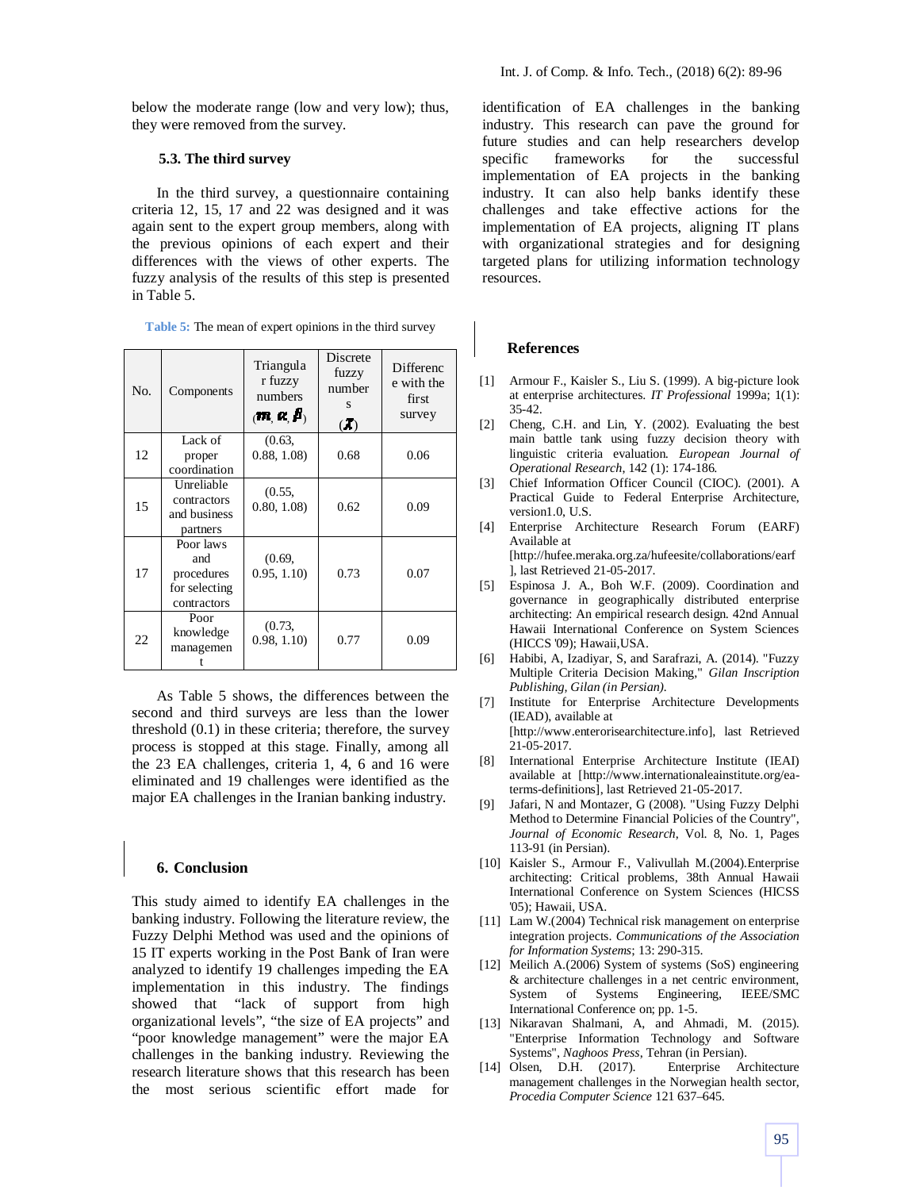below the moderate range (low and very low); thus, they were removed from the survey.

### 5.3. The third survey

In the third survey, a questionnaire containing criteria 12, 15, 17 and 22 was designed and it was again sent to the expert group members, along with the previous opinions of each expert and their differences with the views of other experts. The fuzzy analysis of the results of this step is presented in Table 5.

**Table 5:** The mean of expert opinions in the third survey

| No. | Components | Triangular fuzzy numbers ($m, \alpha, \beta$) | Discrete fuzzy numbers ($X$) | Difference with the first survey |
|---|---|---|---|---|
| 12 | Lack of proper coordination | (0.63, 0.88, 1.08) | 0.68 | 0.06 |
| 15 | Unreliable contractors and business partners | (0.55, 0.80, 1.08) | 0.62 | 0.09 |
| 17 | Poor laws and procedures for selecting contractors | (0.69, 0.95, 1.10) | 0.73 | 0.07 |
| 22 | Poor knowledge management | (0.73, 0.98, 1.10) | 0.77 | 0.09 |

As Table 5 shows, the differences between the second and third surveys are less than the lower threshold (0.1) in these criteria; therefore, the survey process is stopped at this stage. Finally, among all the 23 EA challenges, criteria 1, 4, 6 and 16 were eliminated and 19 challenges were identified as the major EA challenges in the Iranian banking industry.

## 6. Conclusion

This study aimed to identify EA challenges in the banking industry. Following the literature review, the Fuzzy Delphi Method was used and the opinions of 15 IT experts working in the Post Bank of Iran were analyzed to identify 19 challenges impeding the EA implementation in this industry. The findings showed that "lack of support from high organizational levels", "the size of EA projects" and "poor knowledge management" were the major EA challenges in the banking industry. Reviewing the research literature shows that this research has been the most serious scientific effort made for identification of EA challenges in the banking industry. This research can pave the ground for future studies and can help researchers develop specific frameworks for the successful implementation of EA projects in the banking industry. It can also help banks identify these challenges and take effective actions for the implementation of EA projects, aligning IT plans with organizational strategies and for designing targeted plans for utilizing information technology resources.

## References

[1] Armour F., Kaisler S., Liu S. (1999). A big-picture look at enterprise architectures. *IT Professional* 1999a; 1(1): 35-42.

[2] Cheng, C.H. and Lin, Y. (2002). Evaluating the best main battle tank using fuzzy decision theory with linguistic criteria evaluation. *European Journal of Operational Research*, 142 (1): 174-186.

[3] Chief Information Officer Council (CIOC). (2001). A Practical Guide to Federal Enterprise Architecture, version1.0, U.S.

[4] Enterprise Architecture Research Forum (EARF) Available at [http://hufee.meraka.org.za/hufeesite/collaborations/earf], last Retrieved 21-05-2017.

[5] Espinosa J. A., Boh W.F. (2009). Coordination and governance in geographically distributed enterprise architecting: An empirical research design. 42nd Annual Hawaii International Conference on System Sciences (HICCS '09); Hawaii,USA.

[6] Habibi, A, Izadiyar, S, and Sarafrazi, A. (2014). "Fuzzy Multiple Criteria Decision Making," *Gilan Inscription Publishing, Gilan (in Persian).*

[7] Institute for Enterprise Architecture Developments (IEAD), available at [http://www.enterorisearchitecture.info], last Retrieved 21-05-2017.

[8] International Enterprise Architecture Institute (IEAI) available at [http://www.internationaleainstitute.org/ea-terms-definitions], last Retrieved 21-05-2017.

[9] Jafari, N and Montazer, G (2008). "Using Fuzzy Delphi Method to Determine Financial Policies of the Country", *Journal of Economic Research*, Vol. 8, No. 1, Pages 113-91 (in Persian).

[10] Kaisler S., Armour F., Valivullah M.(2004).Enterprise architecting: Critical problems, 38th Annual Hawaii International Conference on System Sciences (HICSS '05); Hawaii, USA.

[11] Lam W.(2004) Technical risk management on enterprise integration projects. *Communications of the Association for Information Systems*; 13: 290-315.

[12] Meilich A.(2006) System of systems (SoS) engineering & architecture challenges in a net centric environment, System of Systems Engineering, IEEE/SMC International Conference on; pp. 1-5.

[13] Nikaravan Shalmani, A, and Ahmadi, M. (2015). "Enterprise Information Technology and Software Systems", *Naghoos Press*, Tehran (in Persian).

[14] Olsen, D.H. (2017). Enterprise Architecture management challenges in the Norwegian health sector, *Procedia Computer Science* 121 637–645.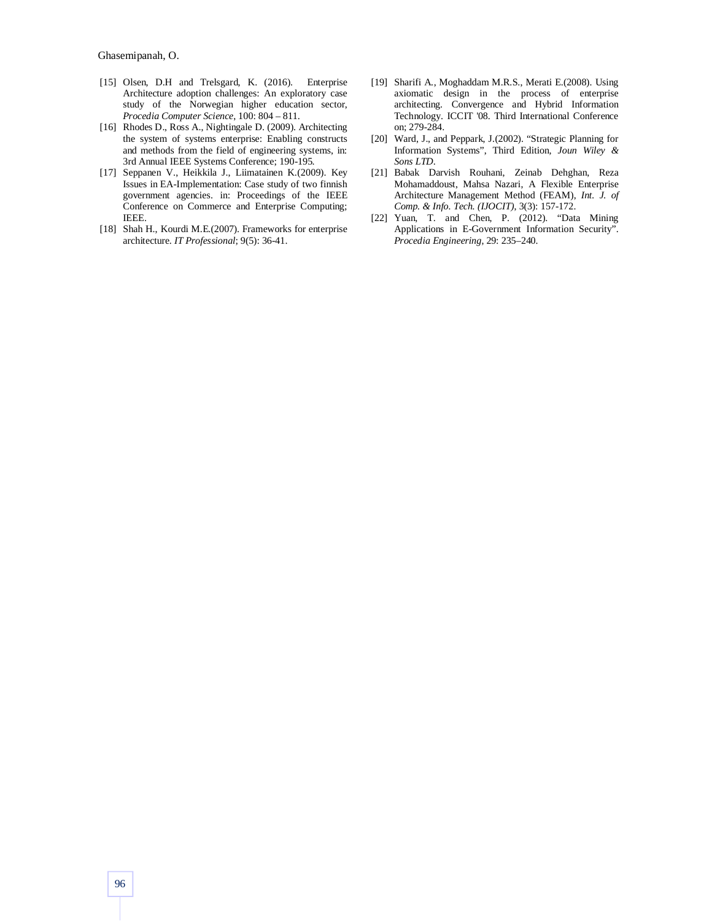[15] Olsen, D.H and Trelsgard, K. (2016). Enterprise Architecture adoption challenges: An exploratory case study of the Norwegian higher education sector, *Procedia Computer Science*, 100: 804 – 811.

[16] Rhodes D., Ross A., Nightingale D. (2009). Architecting the system of systems enterprise: Enabling constructs and methods from the field of engineering systems, in: 3rd Annual IEEE Systems Conference; 190-195.

[17] Seppanen V., Heikkila J., Liimatainen K.(2009). Key Issues in EA-Implementation: Case study of two finnish government agencies. in: Proceedings of the IEEE Conference on Commerce and Enterprise Computing; IEEE.

[18] Shah H., Kourdi M.E.(2007). Frameworks for enterprise architecture. *IT Professional*; 9(5): 36-41.

[19] Sharifi A., Moghaddam M.R.S., Merati E.(2008). Using axiomatic design in the process of enterprise architecting. Convergence and Hybrid Information Technology. ICCIT '08. Third International Conference on; 279-284.

[20] Ward, J., and Peppark, J.(2002). "Strategic Planning for Information Systems", Third Edition, *Joun Wiley & Sons LTD*.

[21] Babak Darvish Rouhani, Zeinab Dehghan, Reza Mohamaddoust, Mahsa Nazari, A Flexible Enterprise Architecture Management Method (FEAM), *Int. J. of Comp. & Info. Tech. (IJOCIT)*, 3(3): 157-172.

[22] Yuan, T. and Chen, P. (2012). "Data Mining Applications in E-Government Information Security". *Procedia Engineering*, 29: 235–240.